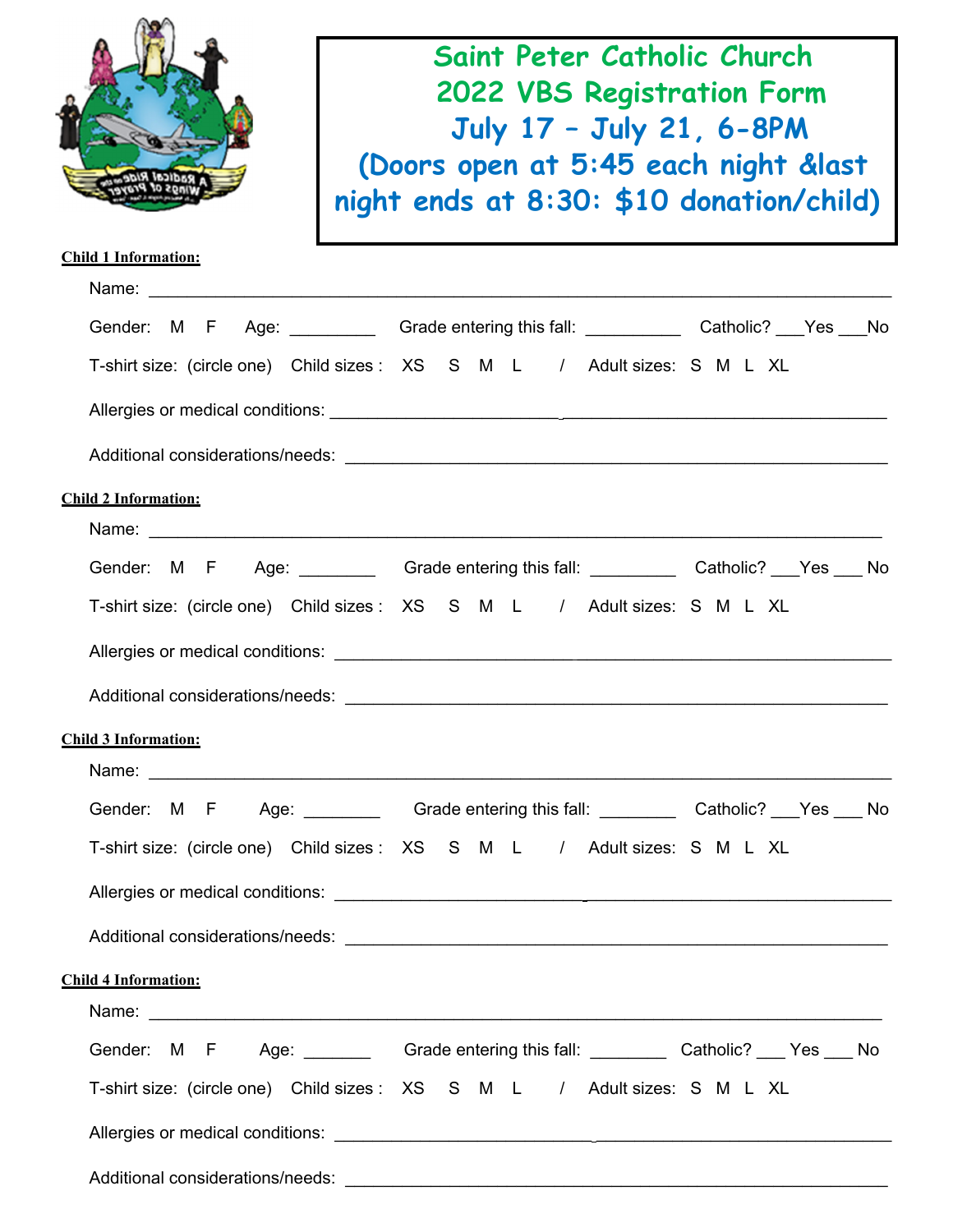# Saint Peter Catholic Church
# 2022 VBS Registration Form
## July 17 – July 21, 6-8PM
## (Doors open at 5:45 each night &last night ends at 8:30: $10 donation/child)

**Child 1 Information:**

Name: ___________________________________________________________________________

Gender: M F Age: _________ Grade entering this fall: __________ Catholic? ___Yes ___No

T-shirt size: (circle one) Child sizes : XS S M L / Adult sizes: S M L XL

Allergies or medical conditions: _____________________________________________________

Additional considerations/needs: ____________________________________________________

**Child 2 Information:**

Name: ___________________________________________________________________________

Gender: M F Age: ________ Grade entering this fall: _________ Catholic? ___Yes ___ No

T-shirt size: (circle one) Child sizes : XS S M L / Adult sizes: S M L XL

Allergies or medical conditions: _____________________________________________________

Additional considerations/needs: ____________________________________________________

**Child 3 Information:**

Name: ___________________________________________________________________________

Gender: M F Age: ________ Grade entering this fall: ________ Catholic? ___Yes ___ No

T-shirt size: (circle one) Child sizes : XS S M L / Adult sizes: S M L XL

Allergies or medical conditions: _____________________________________________________

Additional considerations/needs: ____________________________________________________

**Child 4 Information:**

Name: ___________________________________________________________________________

Gender: M F Age: _______ Grade entering this fall: ________ Catholic? ___ Yes ___ No

T-shirt size: (circle one) Child sizes : XS S M L / Adult sizes: S M L XL

Allergies or medical conditions: _____________________________________________________

Additional considerations/needs: ____________________________________________________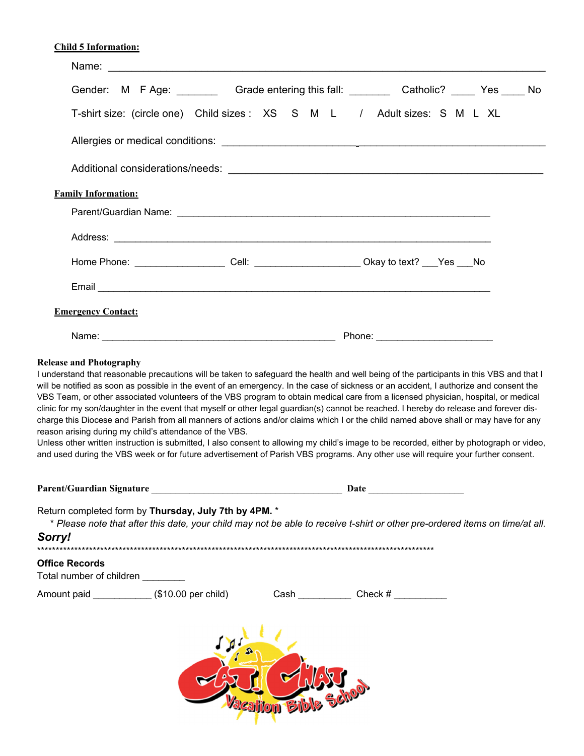**Child 5 Information:**

Name: ____________________________________________________________________________

Gender: M F Age: _______ Grade entering this fall: _______ Catholic? ____ Yes ____ No

T-shirt size: (circle one) Child sizes : XS S M L / Adult sizes: S M L XL

Allergies or medical conditions: ________________________________________________________

Additional considerations/needs: _______________________________________________________

**Family Information:**

Parent/Guardian Name: ________________________________________________________

Address: ____________________________________________________________________

Home Phone: ________________ Cell: ___________________ Okay to text? ___Yes ___No

Email ______________________________________________________________________

**Emergency Contact:**

Name: __________________________________________ Phone: _____________________

**Release and Photography**

I understand that reasonable precautions will be taken to safeguard the health and well being of the participants in this VBS and that I will be notified as soon as possible in the event of an emergency. In the case of sickness or an accident, I authorize and consent the VBS Team, or other associated volunteers of the VBS program to obtain medical care from a licensed physician, hospital, or medical clinic for my son/daughter in the event that myself or other legal guardian(s) cannot be reached. I hereby do release and forever discharge this Diocese and Parish from all manners of actions and/or claims which I or the child named above shall or may have for any reason arising during my child's attendance of the VBS.

Unless other written instruction is submitted, I also consent to allowing my child's image to be recorded, either by photograph or video, and used during the VBS week or for future advertisement of Parish VBS programs. Any other use will require your further consent.

**Parent/Guardian Signature** ___________________________________ **Date** __________________

Return completed form by **Thursday, July 7th by 4PM.** *

\* *Please note that after this date, your child may not be able to receive t-shirt or other pre-ordered items on time/at all.*

***Sorry!***

*************************************************************************************************************

**Office Records**

Total number of children ________

Amount paid ___________ ($10.00 per child) Cash __________ Check # __________

Cat Chat Vacation Bible School